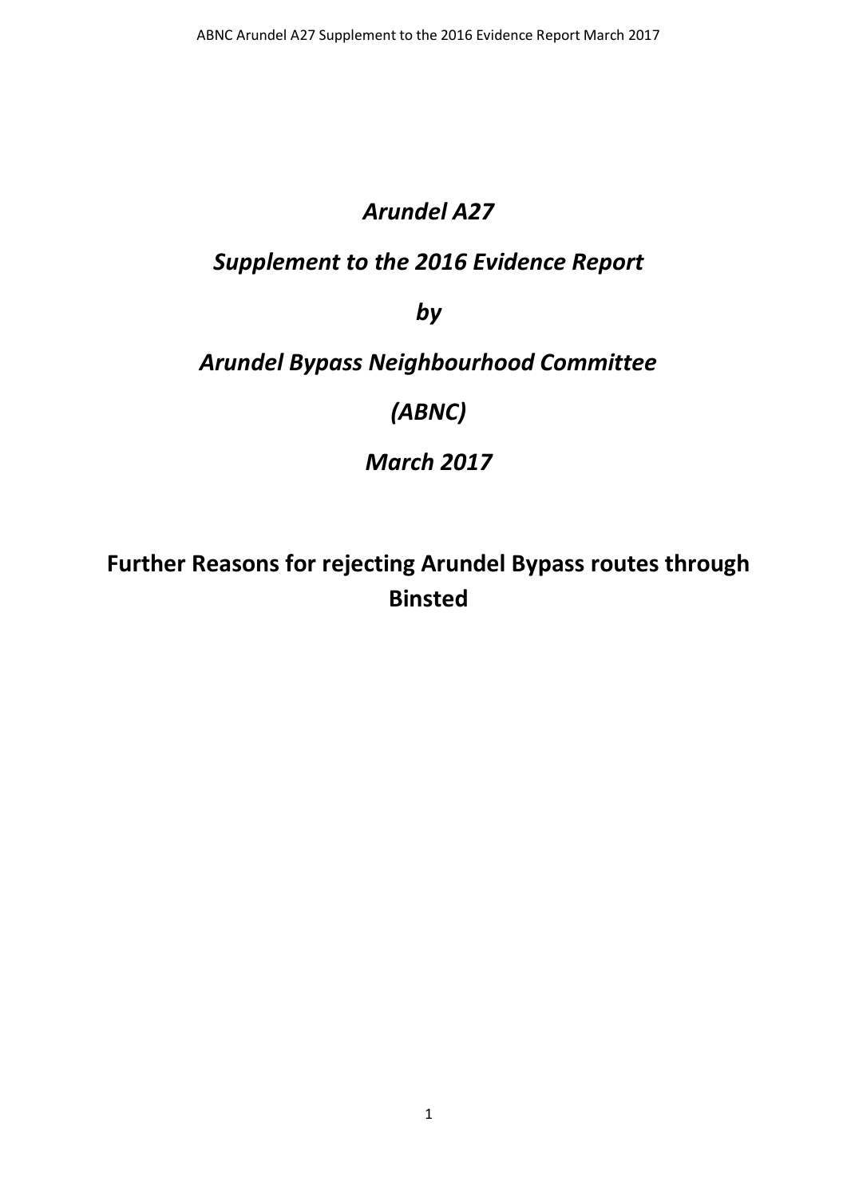# *Arundel A27*

# *Supplement to the 2016 Evidence Report*

# *by*

# *Arundel Bypass Neighbourhood Committee*

# *(ABNC)*

# *March 2017*

## **Further Reasons for rejecting Arundel Bypass routes through Binsted**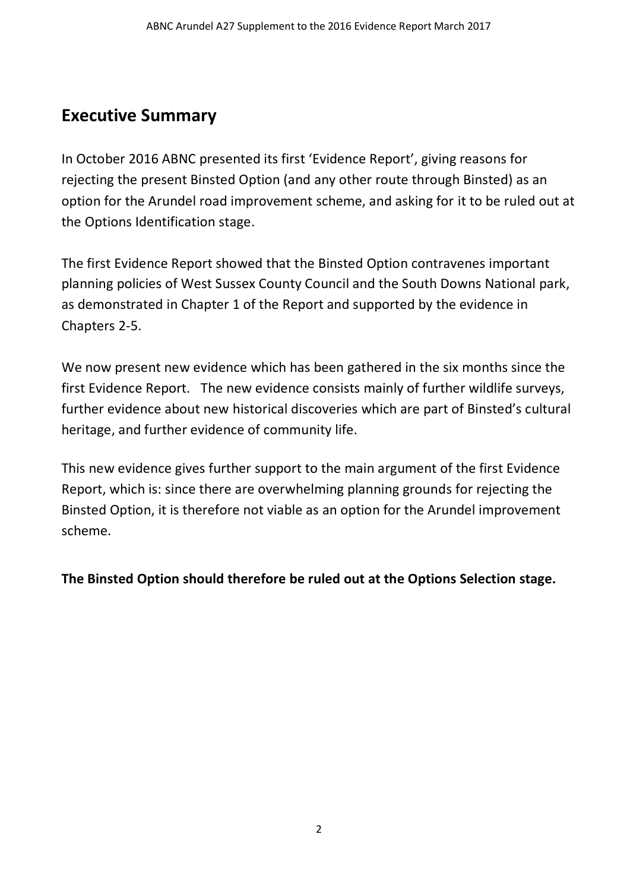## Executive Summary

In October 2016 ABNC presented its first 'Evidence Report', giving reasons for rejecting the present Binsted Option (and any other route through Binsted) as an option for the Arundel road improvement scheme, and asking for it to be ruled out at the Options Identification stage.

The first Evidence Report showed that the Binsted Option contravenes important planning policies of West Sussex County Council and the South Downs National park, as demonstrated in Chapter 1 of the Report and supported by the evidence in Chapters 2-5.

We now present new evidence which has been gathered in the six months since the first Evidence Report. The new evidence consists mainly of further wildlife surveys, further evidence about new historical discoveries which are part of Binsted's cultural heritage, and further evidence of community life.

This new evidence gives further support to the main argument of the first Evidence Report, which is: since there are overwhelming planning grounds for rejecting the Binsted Option, it is therefore not viable as an option for the Arundel improvement scheme.

**The Binsted Option should therefore be ruled out at the Options Selection stage.**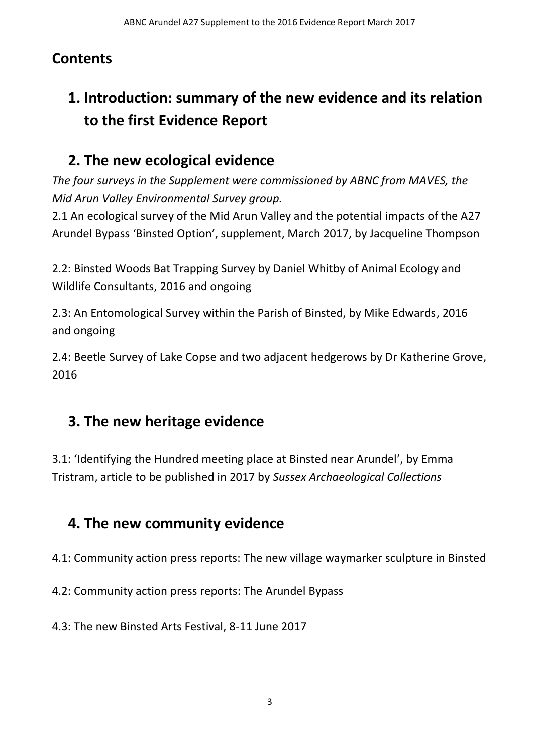## Contents

# 1. Introduction: summary of the new evidence and its relation to the first Evidence Report

# 2. The new ecological evidence

*The four surveys in the Supplement were commissioned by ABNC from MAVES, the Mid Arun Valley Environmental Survey group.*

2.1 An ecological survey of the Mid Arun Valley and the potential impacts of the A27 Arundel Bypass 'Binsted Option', supplement, March 2017, by Jacqueline Thompson

2.2: Binsted Woods Bat Trapping Survey by Daniel Whitby of Animal Ecology and Wildlife Consultants, 2016 and ongoing

2.3: An Entomological Survey within the Parish of Binsted, by Mike Edwards, 2016 and ongoing

2.4: Beetle Survey of Lake Copse and two adjacent hedgerows by Dr Katherine Grove, 2016

# 3. The new heritage evidence

3.1: 'Identifying the Hundred meeting place at Binsted near Arundel', by Emma Tristram, article to be published in 2017 by *Sussex Archaeological Collections*

# 4. The new community evidence

4.1: Community action press reports: The new village waymarker sculpture in Binsted

4.2: Community action press reports: The Arundel Bypass

4.3: The new Binsted Arts Festival, 8-11 June 2017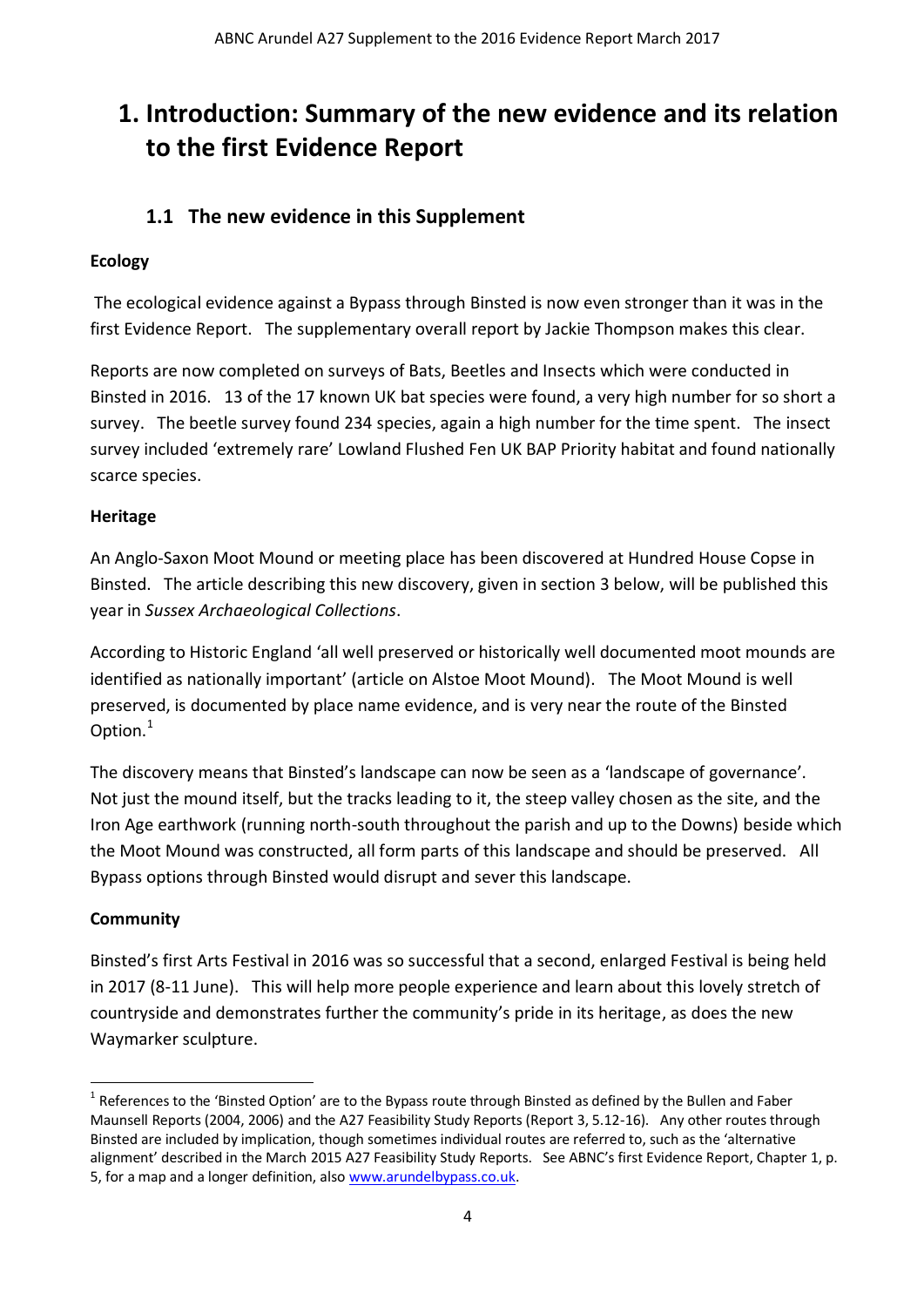# 1. Introduction: Summary of the new evidence and its relation to the first Evidence Report

## 1.1 The new evidence in this Supplement

**Ecology**

The ecological evidence against a Bypass through Binsted is now even stronger than it was in the first Evidence Report. The supplementary overall report by Jackie Thompson makes this clear.

Reports are now completed on surveys of Bats, Beetles and Insects which were conducted in Binsted in 2016. 13 of the 17 known UK bat species were found, a very high number for so short a survey. The beetle survey found 234 species, again a high number for the time spent. The insect survey included 'extremely rare' Lowland Flushed Fen UK BAP Priority habitat and found nationally scarce species.

**Heritage**

An Anglo-Saxon Moot Mound or meeting place has been discovered at Hundred House Copse in Binsted. The article describing this new discovery, given in section 3 below, will be published this year in *Sussex Archaeological Collections*.

According to Historic England 'all well preserved or historically well documented moot mounds are identified as nationally important' (article on Alstoe Moot Mound). The Moot Mound is well preserved, is documented by place name evidence, and is very near the route of the Binsted Option.[1]

The discovery means that Binsted's landscape can now be seen as a 'landscape of governance'. Not just the mound itself, but the tracks leading to it, the steep valley chosen as the site, and the Iron Age earthwork (running north-south throughout the parish and up to the Downs) beside which the Moot Mound was constructed, all form parts of this landscape and should be preserved. All Bypass options through Binsted would disrupt and sever this landscape.

**Community**

Binsted's first Arts Festival in 2016 was so successful that a second, enlarged Festival is being held in 2017 (8-11 June). This will help more people experience and learn about this lovely stretch of countryside and demonstrates further the community's pride in its heritage, as does the new Waymarker sculpture.

---

[1] References to the 'Binsted Option' are to the Bypass route through Binsted as defined by the Bullen and Faber Maunsell Reports (2004, 2006) and the A27 Feasibility Study Reports (Report 3, 5.12-16). Any other routes through Binsted are included by implication, though sometimes individual routes are referred to, such as the 'alternative alignment' described in the March 2015 A27 Feasibility Study Reports. See ABNC's first Evidence Report, Chapter 1, p. 5, for a map and a longer definition, also www.arundelbypass.co.uk.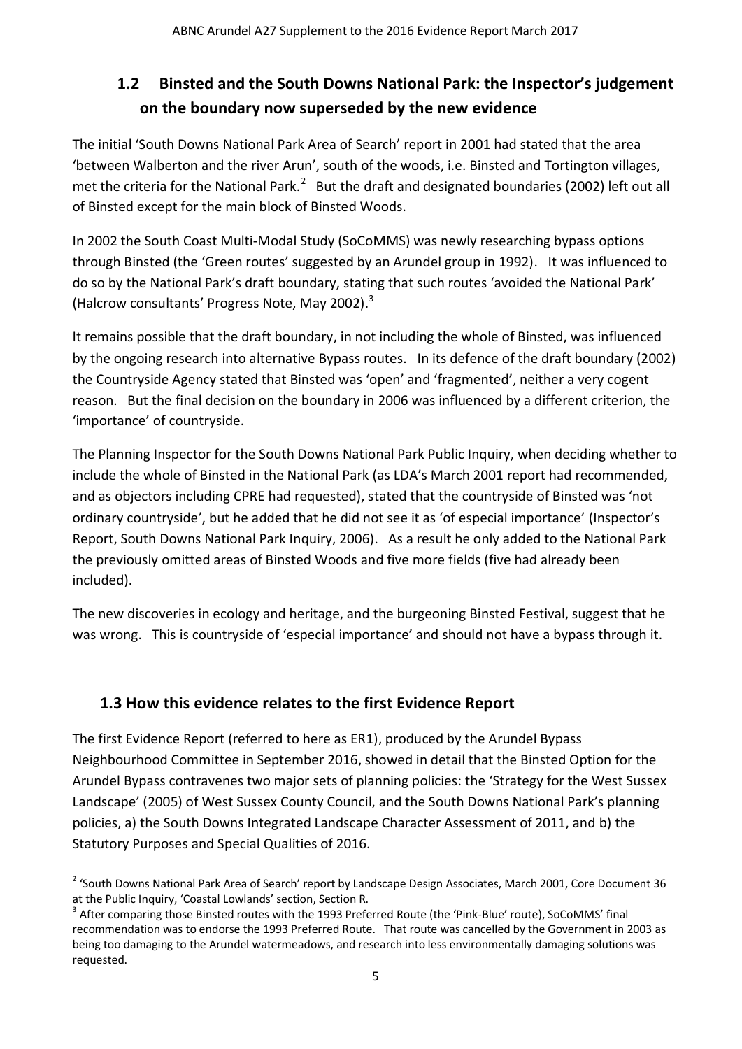## 1.2 Binsted and the South Downs National Park: the Inspector's judgement on the boundary now superseded by the new evidence

The initial 'South Downs National Park Area of Search' report in 2001 had stated that the area 'between Walberton and the river Arun', south of the woods, i.e. Binsted and Tortington villages, met the criteria for the National Park.[2] But the draft and designated boundaries (2002) left out all of Binsted except for the main block of Binsted Woods.

In 2002 the South Coast Multi-Modal Study (SoCoMMS) was newly researching bypass options through Binsted (the 'Green routes' suggested by an Arundel group in 1992). It was influenced to do so by the National Park's draft boundary, stating that such routes 'avoided the National Park' (Halcrow consultants' Progress Note, May 2002).[3]

It remains possible that the draft boundary, in not including the whole of Binsted, was influenced by the ongoing research into alternative Bypass routes. In its defence of the draft boundary (2002) the Countryside Agency stated that Binsted was 'open' and 'fragmented', neither a very cogent reason. But the final decision on the boundary in 2006 was influenced by a different criterion, the 'importance' of countryside.

The Planning Inspector for the South Downs National Park Public Inquiry, when deciding whether to include the whole of Binsted in the National Park (as LDA's March 2001 report had recommended, and as objectors including CPRE had requested), stated that the countryside of Binsted was 'not ordinary countryside', but he added that he did not see it as 'of especial importance' (Inspector's Report, South Downs National Park Inquiry, 2006). As a result he only added to the National Park the previously omitted areas of Binsted Woods and five more fields (five had already been included).

The new discoveries in ecology and heritage, and the burgeoning Binsted Festival, suggest that he was wrong. This is countryside of 'especial importance' and should not have a bypass through it.

## 1.3 How this evidence relates to the first Evidence Report

The first Evidence Report (referred to here as ER1), produced by the Arundel Bypass Neighbourhood Committee in September 2016, showed in detail that the Binsted Option for the Arundel Bypass contravenes two major sets of planning policies: the 'Strategy for the West Sussex Landscape' (2005) of West Sussex County Council, and the South Downs National Park's planning policies, a) the South Downs Integrated Landscape Character Assessment of 2011, and b) the Statutory Purposes and Special Qualities of 2016.

---

[2] 'South Downs National Park Area of Search' report by Landscape Design Associates, March 2001, Core Document 36 at the Public Inquiry, 'Coastal Lowlands' section, Section R.

[3] After comparing those Binsted routes with the 1993 Preferred Route (the 'Pink-Blue' route), SoCoMMS' final recommendation was to endorse the 1993 Preferred Route. That route was cancelled by the Government in 2003 as being too damaging to the Arundel watermeadows, and research into less environmentally damaging solutions was requested.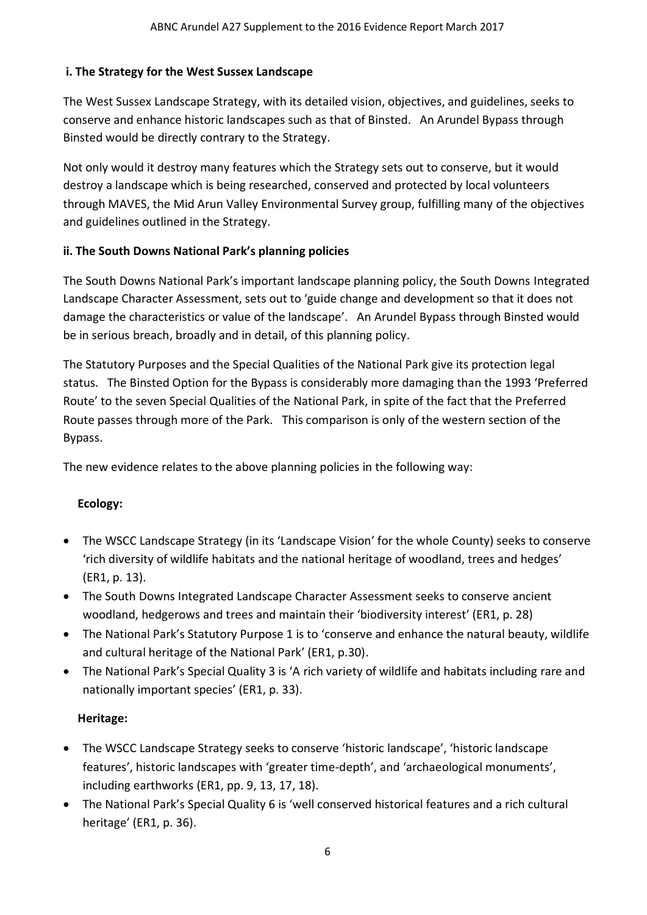### i. The Strategy for the West Sussex Landscape

The West Sussex Landscape Strategy, with its detailed vision, objectives, and guidelines, seeks to conserve and enhance historic landscapes such as that of Binsted. An Arundel Bypass through Binsted would be directly contrary to the Strategy.

Not only would it destroy many features which the Strategy sets out to conserve, but it would destroy a landscape which is being researched, conserved and protected by local volunteers through MAVES, the Mid Arun Valley Environmental Survey group, fulfilling many of the objectives and guidelines outlined in the Strategy.

### ii. The South Downs National Park's planning policies

The South Downs National Park's important landscape planning policy, the South Downs Integrated Landscape Character Assessment, sets out to 'guide change and development so that it does not damage the characteristics or value of the landscape'. An Arundel Bypass through Binsted would be in serious breach, broadly and in detail, of this planning policy.

The Statutory Purposes and the Special Qualities of the National Park give its protection legal status. The Binsted Option for the Bypass is considerably more damaging than the 1993 'Preferred Route' to the seven Special Qualities of the National Park, in spite of the fact that the Preferred Route passes through more of the Park. This comparison is only of the western section of the Bypass.

The new evidence relates to the above planning policies in the following way:

**Ecology:**

- The WSCC Landscape Strategy (in its 'Landscape Vision' for the whole County) seeks to conserve 'rich diversity of wildlife habitats and the national heritage of woodland, trees and hedges' (ER1, p. 13).
- The South Downs Integrated Landscape Character Assessment seeks to conserve ancient woodland, hedgerows and trees and maintain their 'biodiversity interest' (ER1, p. 28)
- The National Park's Statutory Purpose 1 is to 'conserve and enhance the natural beauty, wildlife and cultural heritage of the National Park' (ER1, p.30).
- The National Park's Special Quality 3 is 'A rich variety of wildlife and habitats including rare and nationally important species' (ER1, p. 33).

**Heritage:**

- The WSCC Landscape Strategy seeks to conserve 'historic landscape', 'historic landscape features', historic landscapes with 'greater time-depth', and 'archaeological monuments', including earthworks (ER1, pp. 9, 13, 17, 18).
- The National Park's Special Quality 6 is 'well conserved historical features and a rich cultural heritage' (ER1, p. 36).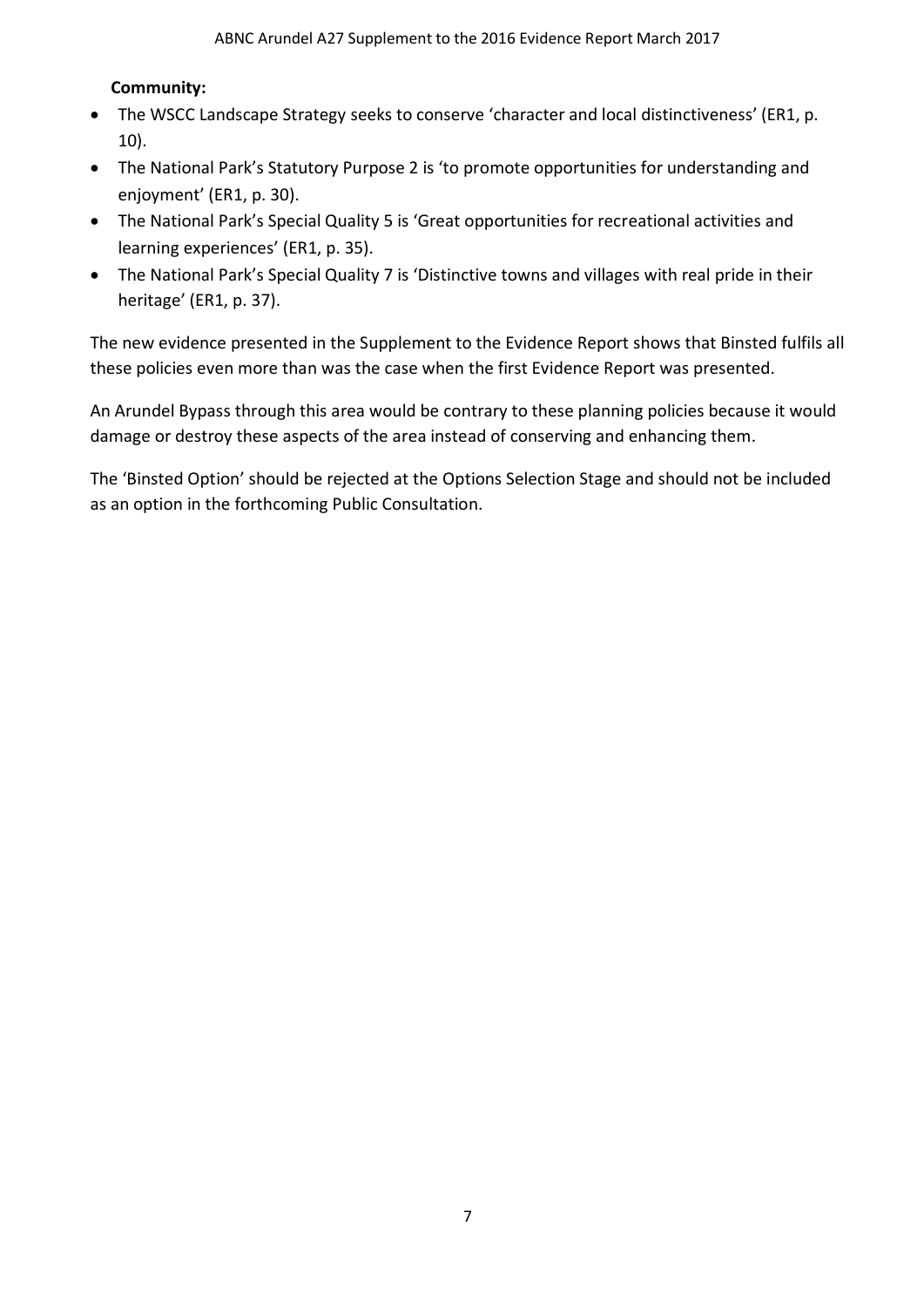**Community:**

- The WSCC Landscape Strategy seeks to conserve 'character and local distinctiveness' (ER1, p. 10).
- The National Park's Statutory Purpose 2 is 'to promote opportunities for understanding and enjoyment' (ER1, p. 30).
- The National Park's Special Quality 5 is 'Great opportunities for recreational activities and learning experiences' (ER1, p. 35).
- The National Park's Special Quality 7 is 'Distinctive towns and villages with real pride in their heritage' (ER1, p. 37).

The new evidence presented in the Supplement to the Evidence Report shows that Binsted fulfils all these policies even more than was the case when the first Evidence Report was presented.

An Arundel Bypass through this area would be contrary to these planning policies because it would damage or destroy these aspects of the area instead of conserving and enhancing them.

The 'Binsted Option' should be rejected at the Options Selection Stage and should not be included as an option in the forthcoming Public Consultation.